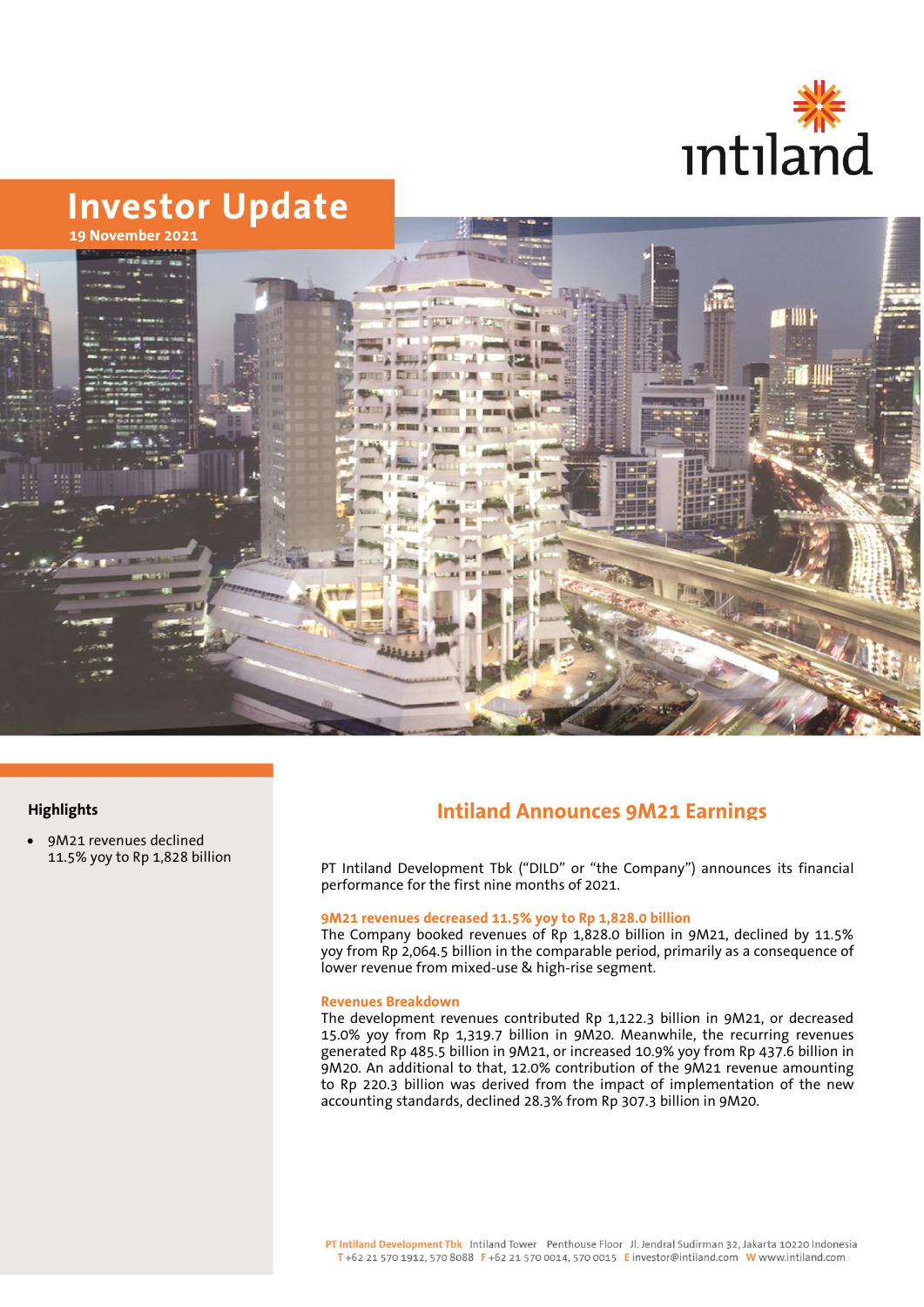# Investor Update

**19 November 2021**

### Highlights

- 9M21 revenues declined 11.5% yoy to Rp 1,828 billion

## Intiland Announces 9M21 Earnings

PT Intiland Development Tbk ("DILD" or "the Company") announces its financial performance for the first nine months of 2021.

**9M21 revenues decreased 11.5% yoy to Rp 1,828.0 billion**

The Company booked revenues of Rp 1,828.0 billion in 9M21, declined by 11.5% yoy from Rp 2,064.5 billion in the comparable period, primarily as a consequence of lower revenue from mixed-use & high-rise segment.

**Revenues Breakdown**

The development revenues contributed Rp 1,122.3 billion in 9M21, or decreased 15.0% yoy from Rp 1,319.7 billion in 9M20. Meanwhile, the recurring revenues generated Rp 485.5 billion in 9M21, or increased 10.9% yoy from Rp 437.6 billion in 9M20. An additional to that, 12.0% contribution of the 9M21 revenue amounting to Rp 220.3 billion was derived from the impact of implementation of the new accounting standards, declined 28.3% from Rp 307.3 billion in 9M20.

PT Intiland Development Tbk Intiland Tower Penthouse Floor Jl. Jendral Sudirman 32, Jakarta 10220 Indonesia
T +62 21 570 1912, 570 8088 F +62 21 570 0014, 570 0015 E investor@intiland.com W www.intiland.com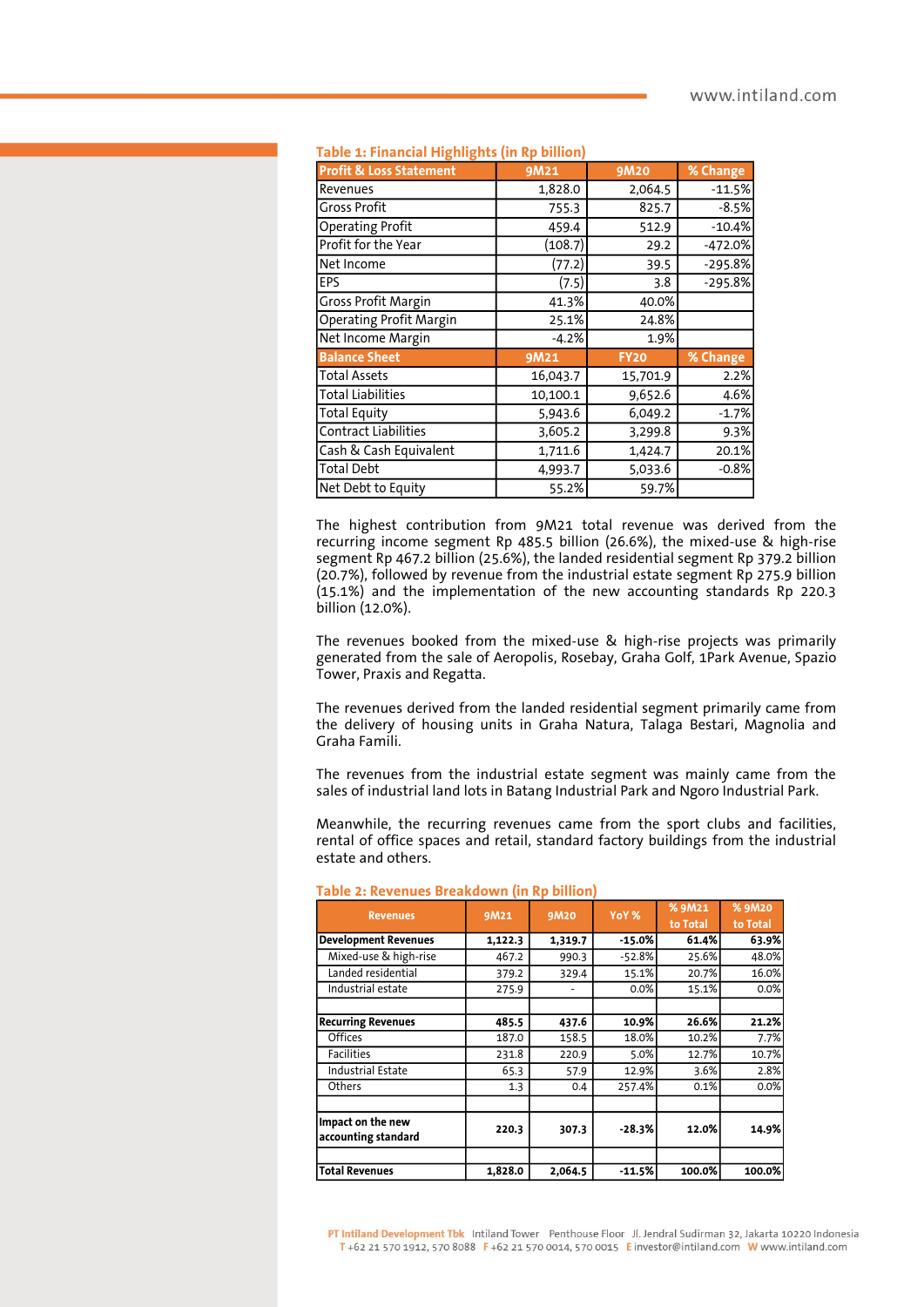**Table 1: Financial Highlights (in Rp billion)**

| Profit & Loss Statement | 9M21 | 9M20 | % Change |
|---|---|---|---|
| Revenues | 1,828.0 | 2,064.5 | -11.5% |
| Gross Profit | 755.3 | 825.7 | -8.5% |
| Operating Profit | 459.4 | 512.9 | -10.4% |
| Profit for the Year | (108.7) | 29.2 | -472.0% |
| Net Income | (77.2) | 39.5 | -295.8% |
| EPS | (7.5) | 3.8 | -295.8% |
| Gross Profit Margin | 41.3% | 40.0% | |
| Operating Profit Margin | 25.1% | 24.8% | |
| Net Income Margin | -4.2% | 1.9% | |
| **Balance Sheet** | **9M21** | **FY20** | **% Change** |
| Total Assets | 16,043.7 | 15,701.9 | 2.2% |
| Total Liabilities | 10,100.1 | 9,652.6 | 4.6% |
| Total Equity | 5,943.6 | 6,049.2 | -1.7% |
| Contract Liabilities | 3,605.2 | 3,299.8 | 9.3% |
| Cash & Cash Equivalent | 1,711.6 | 1,424.7 | 20.1% |
| Total Debt | 4,993.7 | 5,033.6 | -0.8% |
| Net Debt to Equity | 55.2% | 59.7% | |

The highest contribution from 9M21 total revenue was derived from the recurring income segment Rp 485.5 billion (26.6%), the mixed-use & high-rise segment Rp 467.2 billion (25.6%), the landed residential segment Rp 379.2 billion (20.7%), followed by revenue from the industrial estate segment Rp 275.9 billion (15.1%) and the implementation of the new accounting standards Rp 220.3 billion (12.0%).

The revenues booked from the mixed-use & high-rise projects was primarily generated from the sale of Aeropolis, Rosebay, Graha Golf, 1Park Avenue, Spazio Tower, Praxis and Regatta.

The revenues derived from the landed residential segment primarily came from the delivery of housing units in Graha Natura, Talaga Bestari, Magnolia and Graha Famili.

The revenues from the industrial estate segment was mainly came from the sales of industrial land lots in Batang Industrial Park and Ngoro Industrial Park.

Meanwhile, the recurring revenues came from the sport clubs and facilities, rental of office spaces and retail, standard factory buildings from the industrial estate and others.

**Table 2: Revenues Breakdown (in Rp billion)**

| Revenues | 9M21 | 9M20 | YoY % | % 9M21 to Total | % 9M20 to Total |
|---|---|---|---|---|---|
| **Development Revenues** | **1,122.3** | **1,319.7** | **-15.0%** | **61.4%** | **63.9%** |
| Mixed-use & high-rise | 467.2 | 990.3 | -52.8% | 25.6% | 48.0% |
| Landed residential | 379.2 | 329.4 | 15.1% | 20.7% | 16.0% |
| Industrial estate | 275.9 | - | 0.0% | 15.1% | 0.0% |
| | | | | | |
| **Recurring Revenues** | **485.5** | **437.6** | **10.9%** | **26.6%** | **21.2%** |
| Offices | 187.0 | 158.5 | 18.0% | 10.2% | 7.7% |
| Facilities | 231.8 | 220.9 | 5.0% | 12.7% | 10.7% |
| Industrial Estate | 65.3 | 57.9 | 12.9% | 3.6% | 2.8% |
| Others | 1.3 | 0.4 | 257.4% | 0.1% | 0.0% |
| | | | | | |
| **Impact on the new accounting standard** | **220.3** | **307.3** | **-28.3%** | **12.0%** | **14.9%** |
| | | | | | |
| **Total Revenues** | **1,828.0** | **2,064.5** | **-11.5%** | **100.0%** | **100.0%** |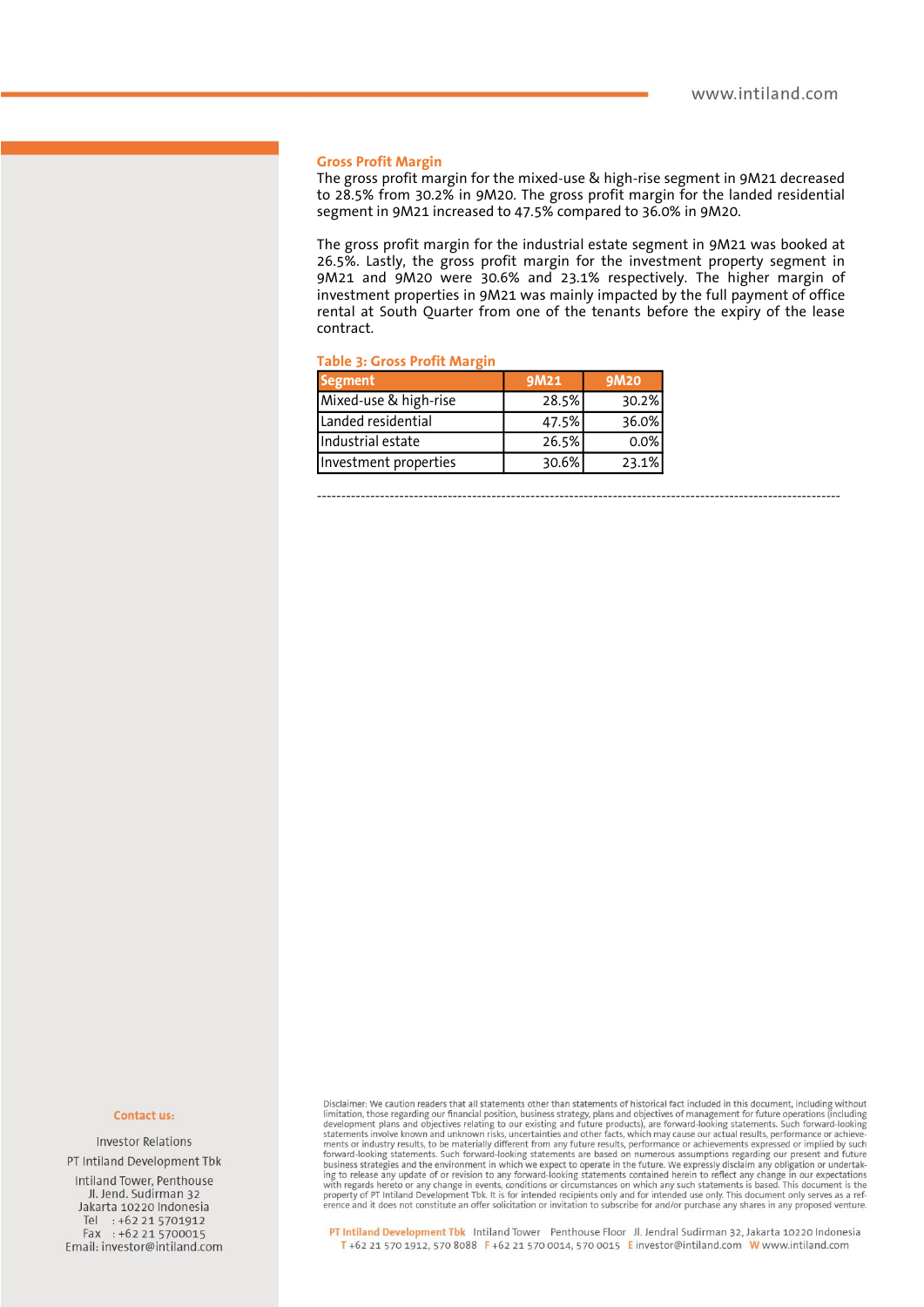## Gross Profit Margin

The gross profit margin for the mixed-use & high-rise segment in 9M21 decreased to 28.5% from 30.2% in 9M20. The gross profit margin for the landed residential segment in 9M21 increased to 47.5% compared to 36.0% in 9M20.

The gross profit margin for the industrial estate segment in 9M21 was booked at 26.5%. Lastly, the gross profit margin for the investment property segment in 9M21 and 9M20 were 30.6% and 23.1% respectively. The higher margin of investment properties in 9M21 was mainly impacted by the full payment of office rental at South Quarter from one of the tenants before the expiry of the lease contract.

**Table 3: Gross Profit Margin**

| Segment | 9M21 | 9M20 |
|---|---|---|
| Mixed-use & high-rise | 28.5% | 30.2% |
| Landed residential | 47.5% | 36.0% |
| Industrial estate | 26.5% | 0.0% |
| Investment properties | 30.6% | 23.1% |

---

**Contact us:**

Investor Relations

PT Intiland Development Tbk

Intiland Tower, Penthouse
Jl. Jend. Sudirman 32
Jakarta 10220 Indonesia
Tel : +62 21 5701912
Fax : +62 21 5700015
Email: investor@intiland.com

Disclaimer: We caution readers that all statements other than statements of historical fact included in this document, including without limitation, those regarding our financial position, business strategy, plans and objectives of management for future operations (including development plans and objectives relating to our existing and future products), are forward-looking statements. Such forward-looking statements involve known and unknown risks, uncertainties and other facts, which may cause our actual results, performance or achievements or industry results, to be materially different from any future results, performance or achievements expressed or implied by such forward-looking statements. Such forward-looking statements are based on numerous assumptions regarding our present and future business strategies and the environment in which we expect to operate in the future. We expressly disclaim any obligation or undertaking to release any update of or revision to any forward-looking statements contained herein to reflect any change in our expectations with regards hereto or any change in events, conditions or circumstances on which any such statements is based. This document is the property of PT Intiland Development Tbk. It is for intended recipients only and for intended use only. This document only serves as a reference and it does not constitute an offer solicitation or invitation to subscribe for and/or purchase any shares in any proposed venture.

**PT Intiland Development Tbk** Intiland Tower Penthouse Floor Jl. Jendral Sudirman 32, Jakarta 10220 Indonesia
T +62 21 570 1912, 570 8088 F +62 21 570 0014, 570 0015 E investor@intiland.com W www.intiland.com